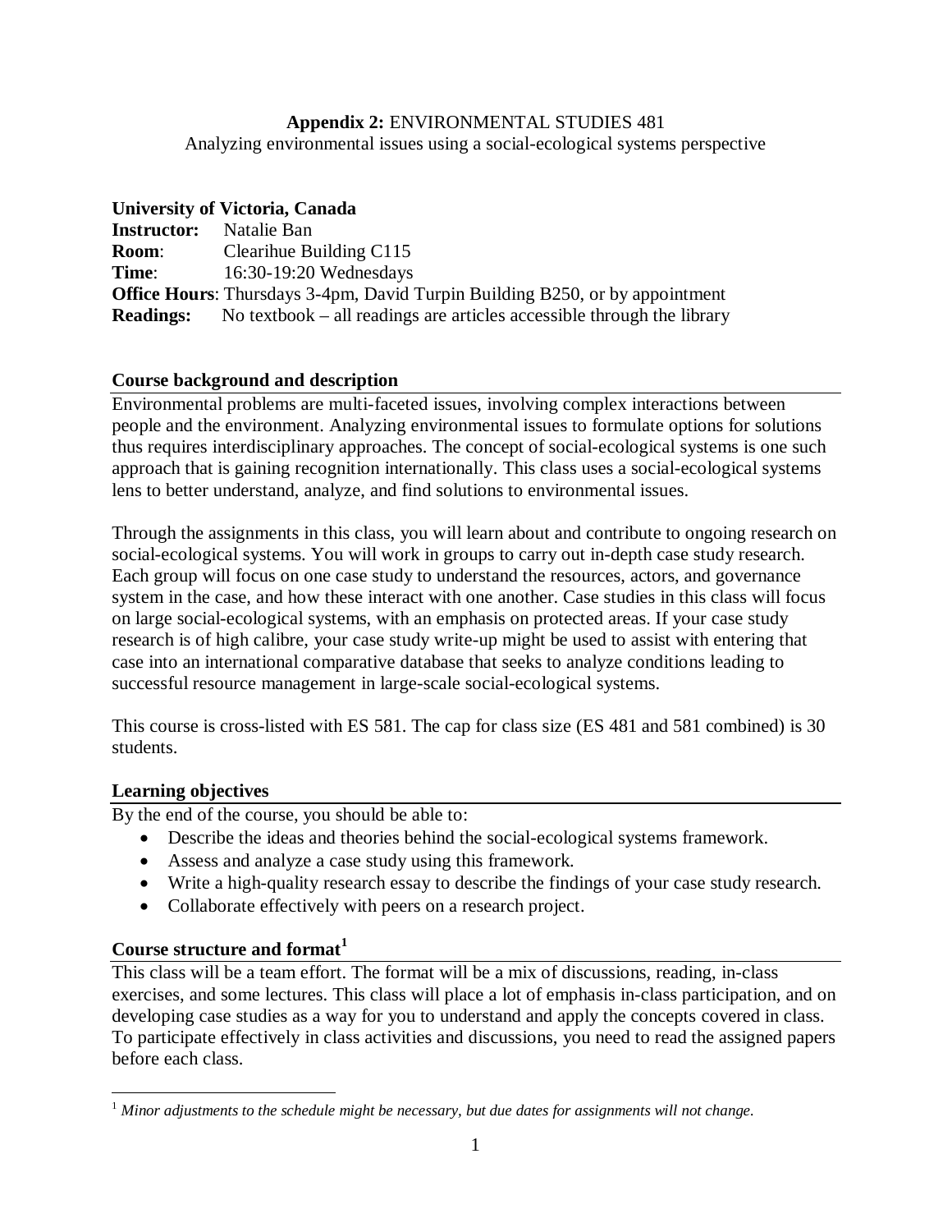**Appendix 2:** ENVIRONMENTAL STUDIES 481

Analyzing environmental issues using a social-ecological systems perspective

**University of Victoria, Canada**
**Instructor:** Natalie Ban
**Room**: Clearihue Building C115
**Time**: 16:30-19:20 Wednesdays
**Office Hours**: Thursdays 3-4pm, David Turpin Building B250, or by appointment
**Readings:** No textbook – all readings are articles accessible through the library

## Course background and description

Environmental problems are multi-faceted issues, involving complex interactions between people and the environment. Analyzing environmental issues to formulate options for solutions thus requires interdisciplinary approaches. The concept of social-ecological systems is one such approach that is gaining recognition internationally. This class uses a social-ecological systems lens to better understand, analyze, and find solutions to environmental issues.

Through the assignments in this class, you will learn about and contribute to ongoing research on social-ecological systems. You will work in groups to carry out in-depth case study research. Each group will focus on one case study to understand the resources, actors, and governance system in the case, and how these interact with one another. Case studies in this class will focus on large social-ecological systems, with an emphasis on protected areas. If your case study research is of high calibre, your case study write-up might be used to assist with entering that case into an international comparative database that seeks to analyze conditions leading to successful resource management in large-scale social-ecological systems.

This course is cross-listed with ES 581. The cap for class size (ES 481 and 581 combined) is 30 students.

## Learning objectives

By the end of the course, you should be able to:

- Describe the ideas and theories behind the social-ecological systems framework.
- Assess and analyze a case study using this framework.
- Write a high-quality research essay to describe the findings of your case study research.
- Collaborate effectively with peers on a research project.

## Course structure and format[1]

This class will be a team effort. The format will be a mix of discussions, reading, in-class exercises, and some lectures. This class will place a lot of emphasis in-class participation, and on developing case studies as a way for you to understand and apply the concepts covered in class. To participate effectively in class activities and discussions, you need to read the assigned papers before each class.

[1] *Minor adjustments to the schedule might be necessary, but due dates for assignments will not change.*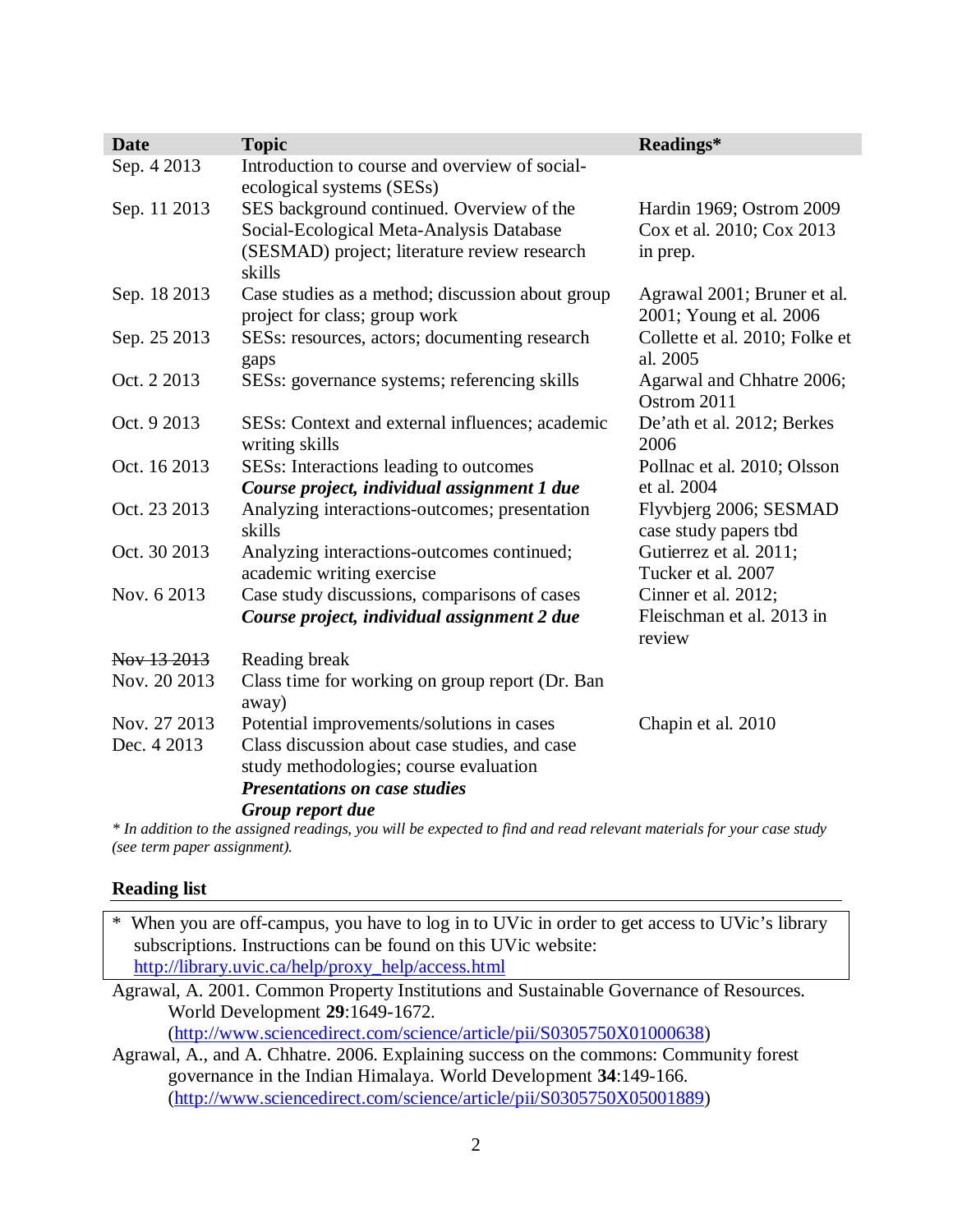| Date | Topic | Readings* |
|---|---|---|
| Sep. 4 2013 | Introduction to course and overview of social-ecological systems (SESs) | |
| Sep. 11 2013 | SES background continued. Overview of the Social-Ecological Meta-Analysis Database (SESMAD) project; literature review research skills | Hardin 1969; Ostrom 2009 Cox et al. 2010; Cox 2013 in prep. |
| Sep. 18 2013 | Case studies as a method; discussion about group project for class; group work | Agrawal 2001; Bruner et al. 2001; Young et al. 2006 |
| Sep. 25 2013 | SESs: resources, actors; documenting research gaps | Collette et al. 2010; Folke et al. 2005 |
| Oct. 2 2013 | SESs: governance systems; referencing skills | Agarwal and Chhatre 2006; Ostrom 2011 |
| Oct. 9 2013 | SESs: Context and external influences; academic writing skills | De'ath et al. 2012; Berkes 2006 |
| Oct. 16 2013 | SESs: Interactions leading to outcomes ***Course project, individual assignment 1 due*** | Pollnac et al. 2010; Olsson et al. 2004 |
| Oct. 23 2013 | Analyzing interactions-outcomes; presentation skills | Flyvbjerg 2006; SESMAD case study papers tbd |
| Oct. 30 2013 | Analyzing interactions-outcomes continued; academic writing exercise | Gutierrez et al. 2011; Tucker et al. 2007 |
| Nov. 6 2013 | Case study discussions, comparisons of cases ***Course project, individual assignment 2 due*** | Cinner et al. 2012; Fleischman et al. 2013 in review |
| ~~Nov 13 2013~~ | Reading break | |
| Nov. 20 2013 | Class time for working on group report (Dr. Ban away) | |
| Nov. 27 2013 | Potential improvements/solutions in cases | Chapin et al. 2010 |
| Dec. 4 2013 | Class discussion about case studies, and case study methodologies; course evaluation ***Presentations on case studies*** ***Group report due*** | |

*\* In addition to the assigned readings, you will be expected to find and read relevant materials for your case study (see term paper assignment).*

## Reading list

\* When you are off-campus, you have to log in to UVic in order to get access to UVic's library subscriptions. Instructions can be found on this UVic website: http://library.uvic.ca/help/proxy_help/access.html

Agrawal, A. 2001. Common Property Institutions and Sustainable Governance of Resources. World Development **29**:1649-1672. (http://www.sciencedirect.com/science/article/pii/S0305750X01000638)

Agrawal, A., and A. Chhatre. 2006. Explaining success on the commons: Community forest governance in the Indian Himalaya. World Development **34**:149-166. (http://www.sciencedirect.com/science/article/pii/S0305750X05001889)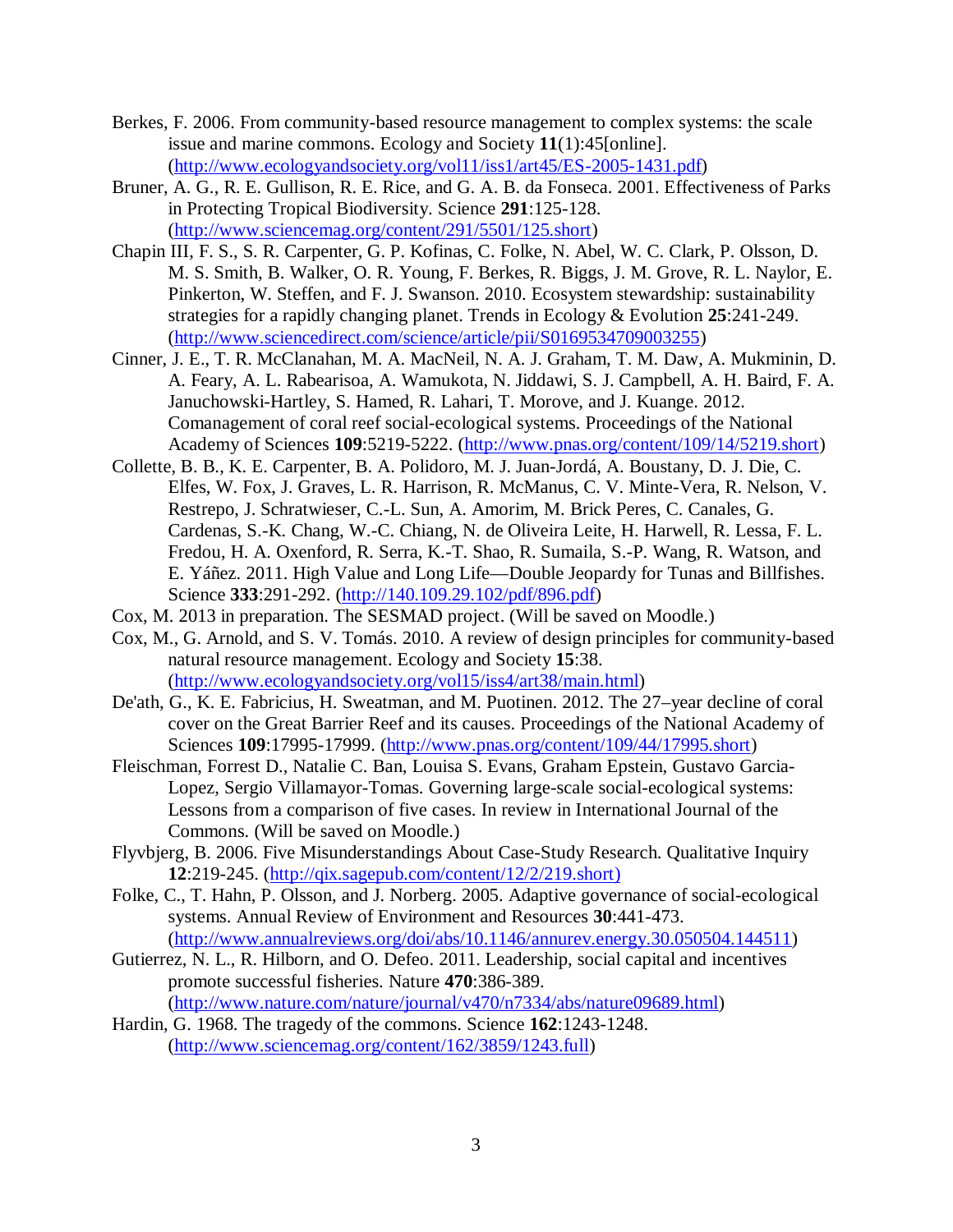Berkes, F. 2006. From community-based resource management to complex systems: the scale issue and marine commons. Ecology and Society **11**(1):45[online]. (http://www.ecologyandsociety.org/vol11/iss1/art45/ES-2005-1431.pdf)

Bruner, A. G., R. E. Gullison, R. E. Rice, and G. A. B. da Fonseca. 2001. Effectiveness of Parks in Protecting Tropical Biodiversity. Science **291**:125-128. (http://www.sciencemag.org/content/291/5501/125.short)

Chapin III, F. S., S. R. Carpenter, G. P. Kofinas, C. Folke, N. Abel, W. C. Clark, P. Olsson, D. M. S. Smith, B. Walker, O. R. Young, F. Berkes, R. Biggs, J. M. Grove, R. L. Naylor, E. Pinkerton, W. Steffen, and F. J. Swanson. 2010. Ecosystem stewardship: sustainability strategies for a rapidly changing planet. Trends in Ecology & Evolution **25**:241-249. (http://www.sciencedirect.com/science/article/pii/S0169534709003255)

Cinner, J. E., T. R. McClanahan, M. A. MacNeil, N. A. J. Graham, T. M. Daw, A. Mukminin, D. A. Feary, A. L. Rabearisoa, A. Wamukota, N. Jiddawi, S. J. Campbell, A. H. Baird, F. A. Januchowski-Hartley, S. Hamed, R. Lahari, T. Morove, and J. Kuange. 2012. Comanagement of coral reef social-ecological systems. Proceedings of the National Academy of Sciences **109**:5219-5222. (http://www.pnas.org/content/109/14/5219.short)

Collette, B. B., K. E. Carpenter, B. A. Polidoro, M. J. Juan-Jordá, A. Boustany, D. J. Die, C. Elfes, W. Fox, J. Graves, L. R. Harrison, R. McManus, C. V. Minte-Vera, R. Nelson, V. Restrepo, J. Schratwieser, C.-L. Sun, A. Amorim, M. Brick Peres, C. Canales, G. Cardenas, S.-K. Chang, W.-C. Chiang, N. de Oliveira Leite, H. Harwell, R. Lessa, F. L. Fredou, H. A. Oxenford, R. Serra, K.-T. Shao, R. Sumaila, S.-P. Wang, R. Watson, and E. Yáñez. 2011. High Value and Long Life—Double Jeopardy for Tunas and Billfishes. Science **333**:291-292. (http://140.109.29.102/pdf/896.pdf)

Cox, M. 2013 in preparation. The SESMAD project. (Will be saved on Moodle.)

Cox, M., G. Arnold, and S. V. Tomás. 2010. A review of design principles for community-based natural resource management. Ecology and Society **15**:38. (http://www.ecologyandsociety.org/vol15/iss4/art38/main.html)

De'ath, G., K. E. Fabricius, H. Sweatman, and M. Puotinen. 2012. The 27–year decline of coral cover on the Great Barrier Reef and its causes. Proceedings of the National Academy of Sciences **109**:17995-17999. (http://www.pnas.org/content/109/44/17995.short)

Fleischman, Forrest D., Natalie C. Ban, Louisa S. Evans, Graham Epstein, Gustavo Garcia-Lopez, Sergio Villamayor-Tomas. Governing large-scale social-ecological systems: Lessons from a comparison of five cases. In review in International Journal of the Commons. (Will be saved on Moodle.)

Flyvbjerg, B. 2006. Five Misunderstandings About Case-Study Research. Qualitative Inquiry **12**:219-245. (http://qix.sagepub.com/content/12/2/219.short)

Folke, C., T. Hahn, P. Olsson, and J. Norberg. 2005. Adaptive governance of social-ecological systems. Annual Review of Environment and Resources **30**:441-473. (http://www.annualreviews.org/doi/abs/10.1146/annurev.energy.30.050504.144511)

Gutierrez, N. L., R. Hilborn, and O. Defeo. 2011. Leadership, social capital and incentives promote successful fisheries. Nature **470**:386-389. (http://www.nature.com/nature/journal/v470/n7334/abs/nature09689.html)

Hardin, G. 1968. The tragedy of the commons. Science **162**:1243-1248. (http://www.sciencemag.org/content/162/3859/1243.full)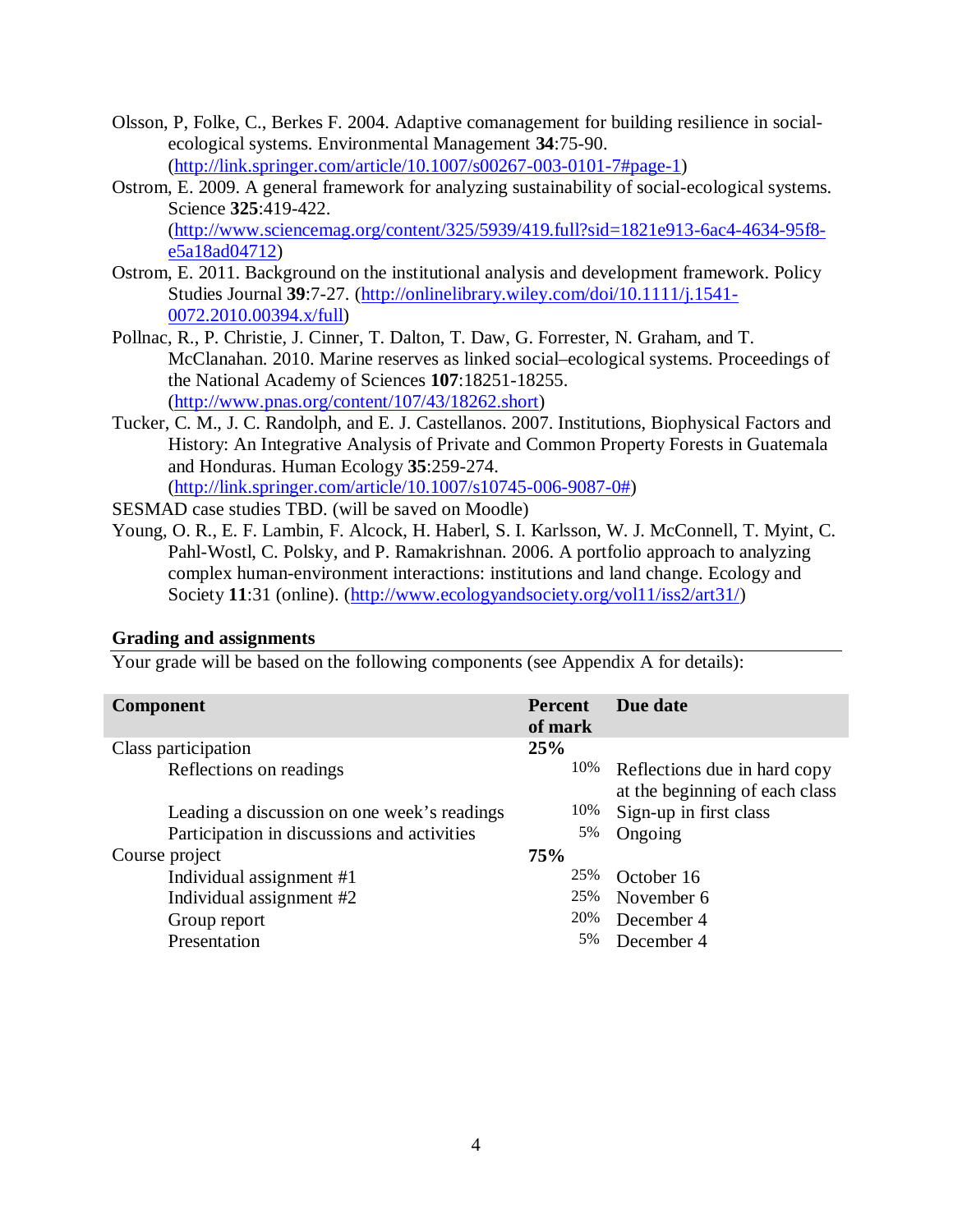Olsson, P, Folke, C., Berkes F. 2004. Adaptive comanagement for building resilience in social-ecological systems. Environmental Management **34**:75-90. (http://link.springer.com/article/10.1007/s00267-003-0101-7#page-1)

Ostrom, E. 2009. A general framework for analyzing sustainability of social-ecological systems. Science **325**:419-422. (http://www.sciencemag.org/content/325/5939/419.full?sid=1821e913-6ac4-4634-95f8-e5a18ad04712)

Ostrom, E. 2011. Background on the institutional analysis and development framework. Policy Studies Journal **39**:7-27. (http://onlinelibrary.wiley.com/doi/10.1111/j.1541-0072.2010.00394.x/full)

Pollnac, R., P. Christie, J. Cinner, T. Dalton, T. Daw, G. Forrester, N. Graham, and T. McClanahan. 2010. Marine reserves as linked social–ecological systems. Proceedings of the National Academy of Sciences **107**:18251-18255. (http://www.pnas.org/content/107/43/18262.short)

Tucker, C. M., J. C. Randolph, and E. J. Castellanos. 2007. Institutions, Biophysical Factors and History: An Integrative Analysis of Private and Common Property Forests in Guatemala and Honduras. Human Ecology **35**:259-274. (http://link.springer.com/article/10.1007/s10745-006-9087-0#)

SESMAD case studies TBD. (will be saved on Moodle)

Young, O. R., E. F. Lambin, F. Alcock, H. Haberl, S. I. Karlsson, W. J. McConnell, T. Myint, C. Pahl-Wostl, C. Polsky, and P. Ramakrishnan. 2006. A portfolio approach to analyzing complex human-environment interactions: institutions and land change. Ecology and Society **11**:31 (online). (http://www.ecologyandsociety.org/vol11/iss2/art31/)

## Grading and assignments

Your grade will be based on the following components (see Appendix A for details):

| Component | Percent of mark | Due date |
|---|---|---|
| Class participation | **25%** | |
| Reflections on readings | 10% | Reflections due in hard copy at the beginning of each class |
| Leading a discussion on one week's readings | 10% | Sign-up in first class |
| Participation in discussions and activities | 5% | Ongoing |
| Course project | **75%** | |
| Individual assignment #1 | 25% | October 16 |
| Individual assignment #2 | 25% | November 6 |
| Group report | 20% | December 4 |
| Presentation | 5% | December 4 |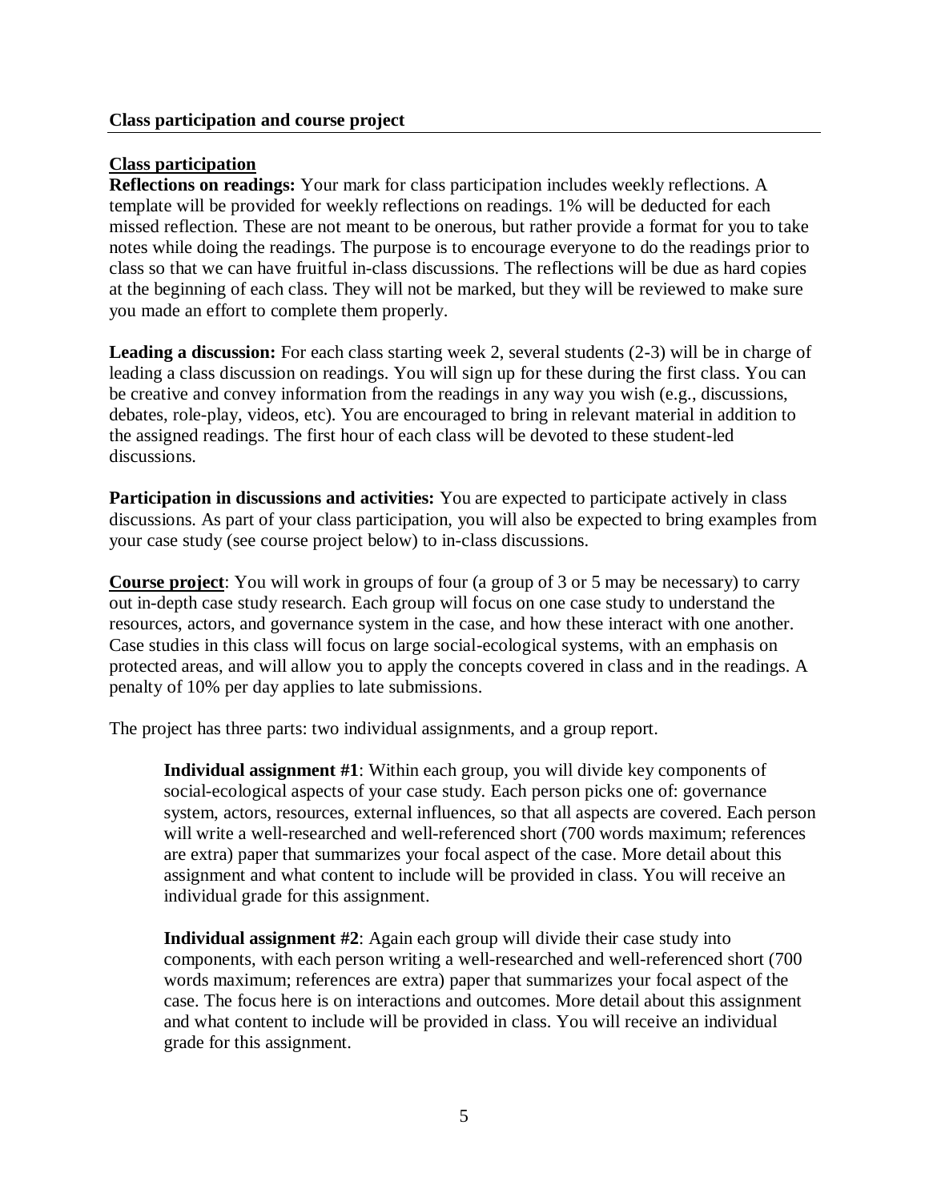## Class participation and course project

### Class participation

**Reflections on readings:** Your mark for class participation includes weekly reflections. A template will be provided for weekly reflections on readings. 1% will be deducted for each missed reflection. These are not meant to be onerous, but rather provide a format for you to take notes while doing the readings. The purpose is to encourage everyone to do the readings prior to class so that we can have fruitful in-class discussions. The reflections will be due as hard copies at the beginning of each class. They will not be marked, but they will be reviewed to make sure you made an effort to complete them properly.

**Leading a discussion:** For each class starting week 2, several students (2-3) will be in charge of leading a class discussion on readings. You will sign up for these during the first class. You can be creative and convey information from the readings in any way you wish (e.g., discussions, debates, role-play, videos, etc). You are encouraged to bring in relevant material in addition to the assigned readings. The first hour of each class will be devoted to these student-led discussions.

**Participation in discussions and activities:** You are expected to participate actively in class discussions. As part of your class participation, you will also be expected to bring examples from your case study (see course project below) to in-class discussions.

**Course project**: You will work in groups of four (a group of 3 or 5 may be necessary) to carry out in-depth case study research. Each group will focus on one case study to understand the resources, actors, and governance system in the case, and how these interact with one another. Case studies in this class will focus on large social-ecological systems, with an emphasis on protected areas, and will allow you to apply the concepts covered in class and in the readings. A penalty of 10% per day applies to late submissions.

The project has three parts: two individual assignments, and a group report.

> **Individual assignment #1**: Within each group, you will divide key components of social-ecological aspects of your case study. Each person picks one of: governance system, actors, resources, external influences, so that all aspects are covered. Each person will write a well-researched and well-referenced short (700 words maximum; references are extra) paper that summarizes your focal aspect of the case. More detail about this assignment and what content to include will be provided in class. You will receive an individual grade for this assignment.
>
> **Individual assignment #2**: Again each group will divide their case study into components, with each person writing a well-researched and well-referenced short (700 words maximum; references are extra) paper that summarizes your focal aspect of the case. The focus here is on interactions and outcomes. More detail about this assignment and what content to include will be provided in class. You will receive an individual grade for this assignment.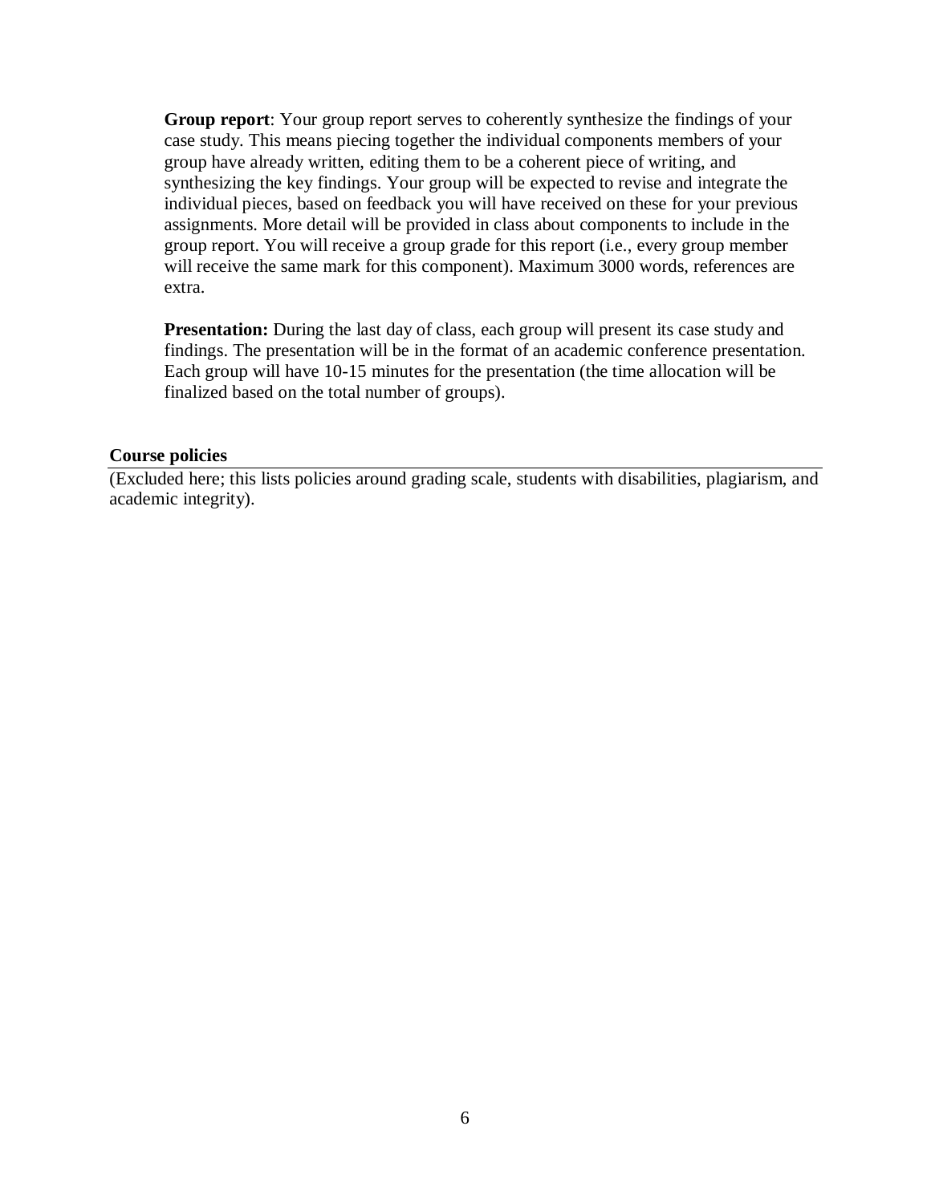**Group report**: Your group report serves to coherently synthesize the findings of your case study. This means piecing together the individual components members of your group have already written, editing them to be a coherent piece of writing, and synthesizing the key findings. Your group will be expected to revise and integrate the individual pieces, based on feedback you will have received on these for your previous assignments. More detail will be provided in class about components to include in the group report. You will receive a group grade for this report (i.e., every group member will receive the same mark for this component). Maximum 3000 words, references are extra.

**Presentation:** During the last day of class, each group will present its case study and findings. The presentation will be in the format of an academic conference presentation. Each group will have 10-15 minutes for the presentation (the time allocation will be finalized based on the total number of groups).

### Course policies

(Excluded here; this lists policies around grading scale, students with disabilities, plagiarism, and academic integrity).